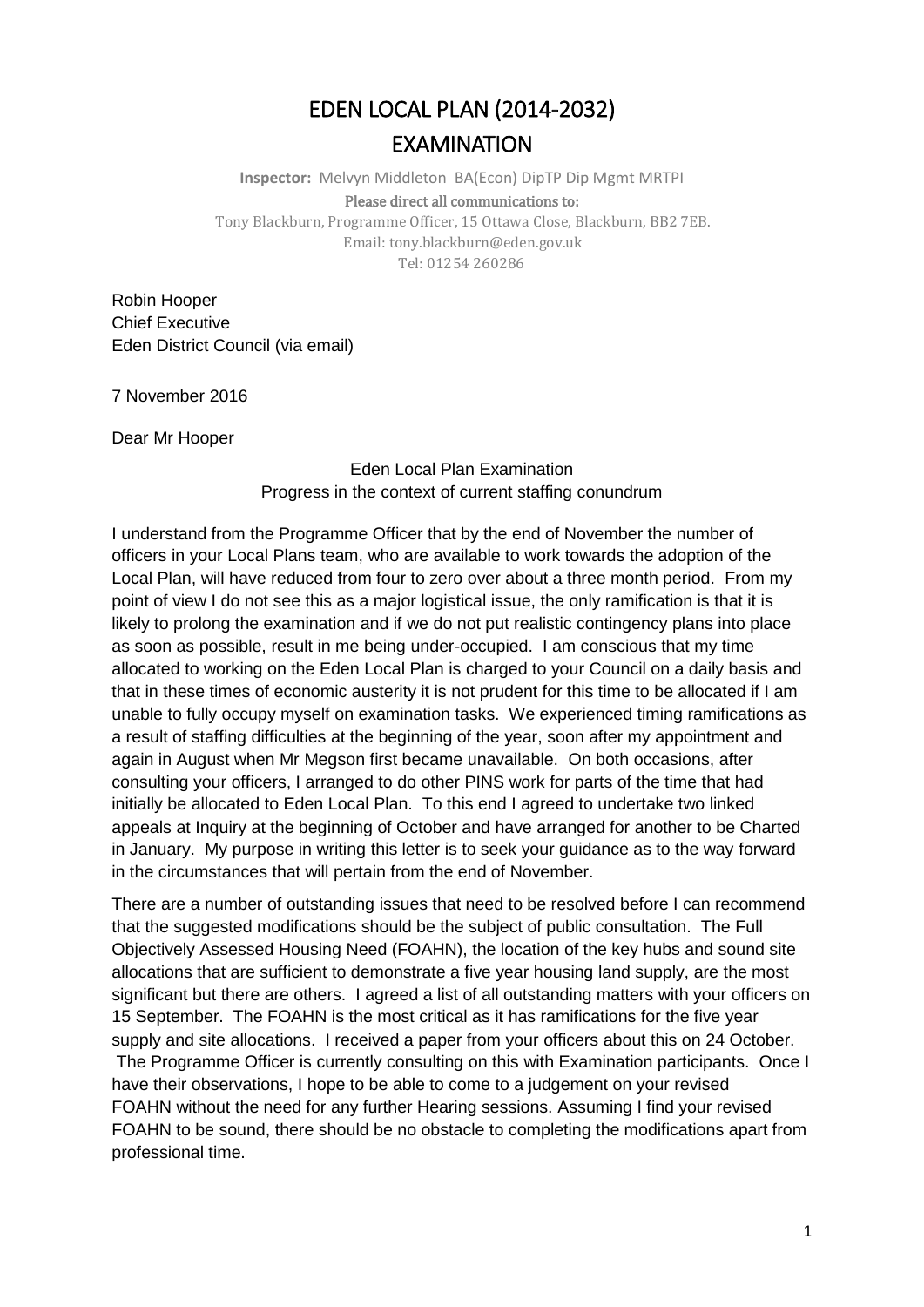# EDEN LOCAL PLAN (2014-2032)
# EXAMINATION

**Inspector:** Melvyn Middleton BA(Econ) DipTP Dip Mgmt MRTPI

Please direct all communications to:
Tony Blackburn, Programme Officer, 15 Ottawa Close, Blackburn, BB2 7EB.
Email: tony.blackburn@eden.gov.uk
Tel: 01254 260286

Robin Hooper
Chief Executive
Eden District Council (via email)

7 November 2016

Dear Mr Hooper

Eden Local Plan Examination
Progress in the context of current staffing conundrum

I understand from the Programme Officer that by the end of November the number of officers in your Local Plans team, who are available to work towards the adoption of the Local Plan, will have reduced from four to zero over about a three month period. From my point of view I do not see this as a major logistical issue, the only ramification is that it is likely to prolong the examination and if we do not put realistic contingency plans into place as soon as possible, result in me being under-occupied. I am conscious that my time allocated to working on the Eden Local Plan is charged to your Council on a daily basis and that in these times of economic austerity it is not prudent for this time to be allocated if I am unable to fully occupy myself on examination tasks. We experienced timing ramifications as a result of staffing difficulties at the beginning of the year, soon after my appointment and again in August when Mr Megson first became unavailable. On both occasions, after consulting your officers, I arranged to do other PINS work for parts of the time that had initially be allocated to Eden Local Plan. To this end I agreed to undertake two linked appeals at Inquiry at the beginning of October and have arranged for another to be Charted in January. My purpose in writing this letter is to seek your guidance as to the way forward in the circumstances that will pertain from the end of November.

There are a number of outstanding issues that need to be resolved before I can recommend that the suggested modifications should be the subject of public consultation. The Full Objectively Assessed Housing Need (FOAHN), the location of the key hubs and sound site allocations that are sufficient to demonstrate a five year housing land supply, are the most significant but there are others. I agreed a list of all outstanding matters with your officers on 15 September. The FOAHN is the most critical as it has ramifications for the five year supply and site allocations. I received a paper from your officers about this on 24 October. The Programme Officer is currently consulting on this with Examination participants. Once I have their observations, I hope to be able to come to a judgement on your revised FOAHN without the need for any further Hearing sessions. Assuming I find your revised FOAHN to be sound, there should be no obstacle to completing the modifications apart from professional time.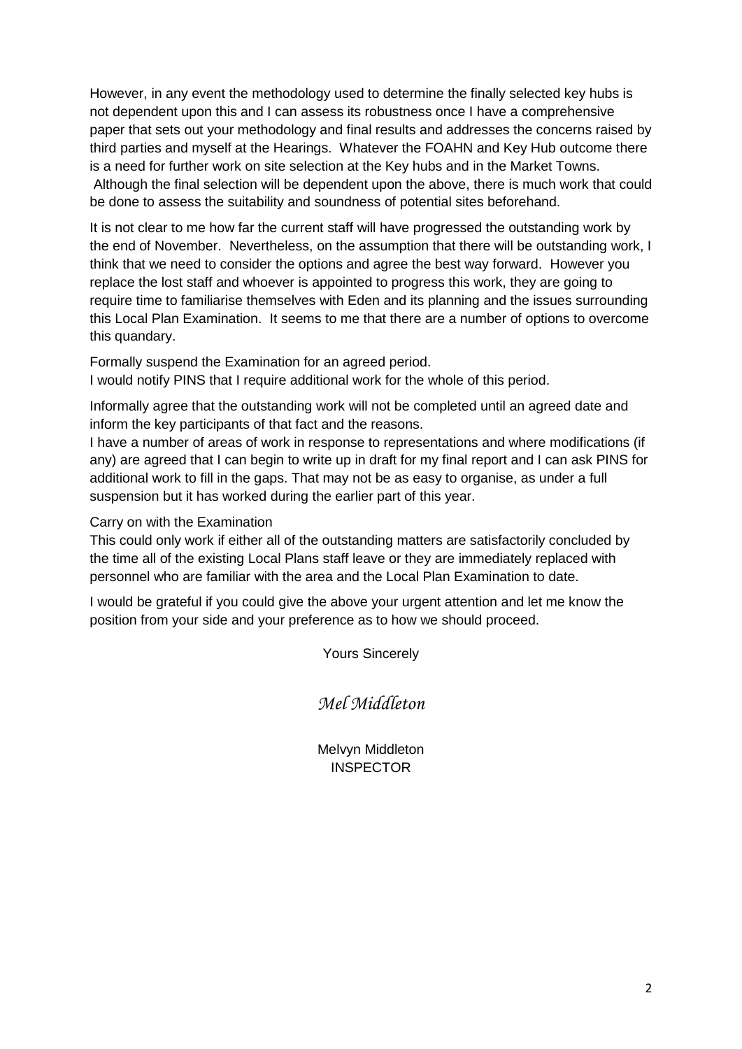However, in any event the methodology used to determine the finally selected key hubs is not dependent upon this and I can assess its robustness once I have a comprehensive paper that sets out your methodology and final results and addresses the concerns raised by third parties and myself at the Hearings. Whatever the FOAHN and Key Hub outcome there is a need for further work on site selection at the Key hubs and in the Market Towns. Although the final selection will be dependent upon the above, there is much work that could be done to assess the suitability and soundness of potential sites beforehand.

It is not clear to me how far the current staff will have progressed the outstanding work by the end of November. Nevertheless, on the assumption that there will be outstanding work, I think that we need to consider the options and agree the best way forward. However you replace the lost staff and whoever is appointed to progress this work, they are going to require time to familiarise themselves with Eden and its planning and the issues surrounding this Local Plan Examination. It seems to me that there are a number of options to overcome this quandary.

Formally suspend the Examination for an agreed period.
I would notify PINS that I require additional work for the whole of this period.

Informally agree that the outstanding work will not be completed until an agreed date and inform the key participants of that fact and the reasons.
I have a number of areas of work in response to representations and where modifications (if any) are agreed that I can begin to write up in draft for my final report and I can ask PINS for additional work to fill in the gaps. That may not be as easy to organise, as under a full suspension but it has worked during the earlier part of this year.

Carry on with the Examination
This could only work if either all of the outstanding matters are satisfactorily concluded by the time all of the existing Local Plans staff leave or they are immediately replaced with personnel who are familiar with the area and the Local Plan Examination to date.

I would be grateful if you could give the above your urgent attention and let me know the position from your side and your preference as to how we should proceed.

Yours Sincerely

*Mel Middleton*

Melvyn Middleton
INSPECTOR